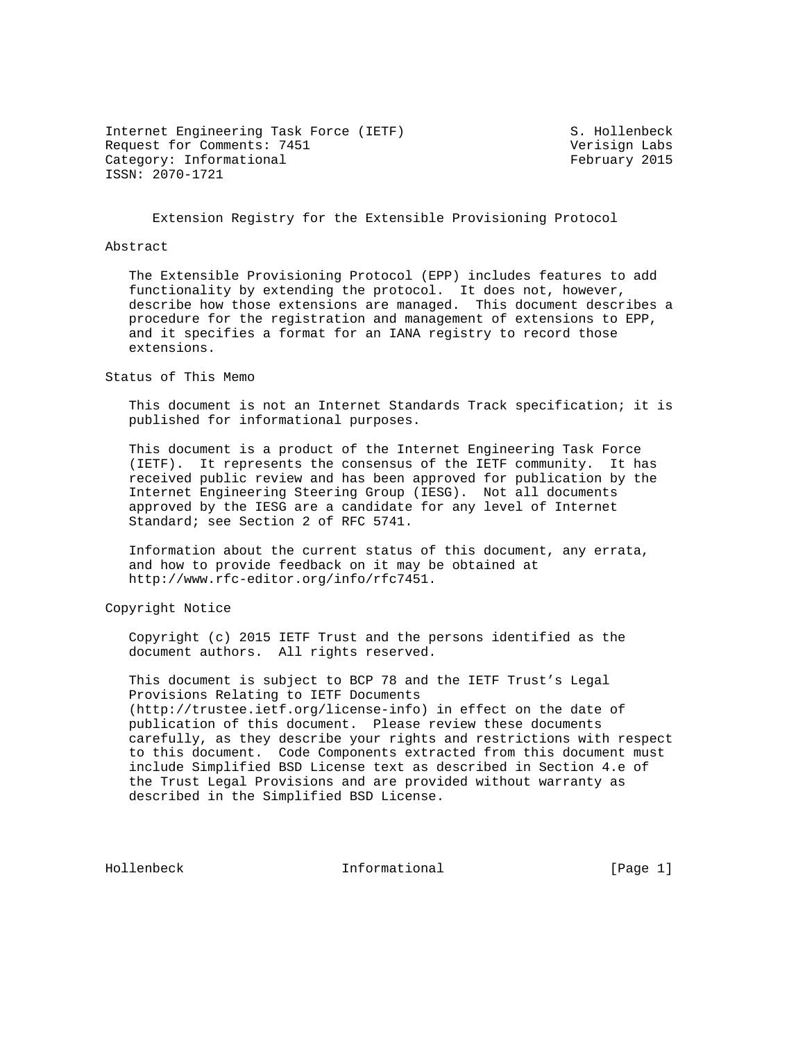Internet Engineering Task Force (IETF) S. Hollenbeck
Request for Comments: 7451 Verisign Labs
Category: Informational February 2015
ISSN: 2070-1721

# Extension Registry for the Extensible Provisioning Protocol

## Abstract

The Extensible Provisioning Protocol (EPP) includes features to add functionality by extending the protocol. It does not, however, describe how those extensions are managed. This document describes a procedure for the registration and management of extensions to EPP, and it specifies a format for an IANA registry to record those extensions.

## Status of This Memo

This document is not an Internet Standards Track specification; it is published for informational purposes.

This document is a product of the Internet Engineering Task Force (IETF). It represents the consensus of the IETF community. It has received public review and has been approved for publication by the Internet Engineering Steering Group (IESG). Not all documents approved by the IESG are a candidate for any level of Internet Standard; see Section 2 of RFC 5741.

Information about the current status of this document, any errata, and how to provide feedback on it may be obtained at http://www.rfc-editor.org/info/rfc7451.

## Copyright Notice

Copyright (c) 2015 IETF Trust and the persons identified as the document authors. All rights reserved.

This document is subject to BCP 78 and the IETF Trust's Legal Provisions Relating to IETF Documents (http://trustee.ietf.org/license-info) in effect on the date of publication of this document. Please review these documents carefully, as they describe your rights and restrictions with respect to this document. Code Components extracted from this document must include Simplified BSD License text as described in Section 4.e of the Trust Legal Provisions and are provided without warranty as described in the Simplified BSD License.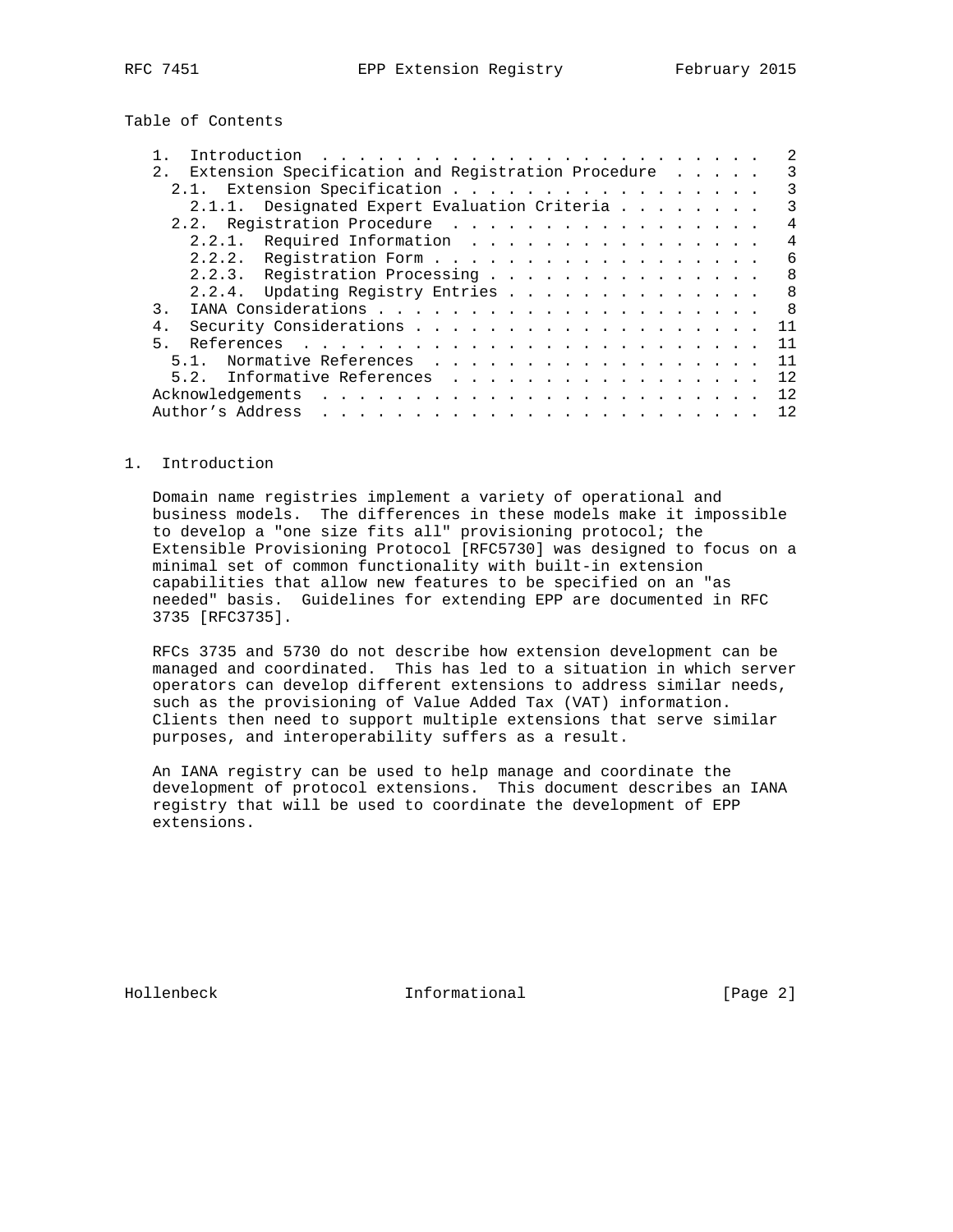## Table of Contents

- 1. Introduction . . . . . . . . . . . . . . . . . . . . . . . . 2
- 2. Extension Specification and Registration Procedure . . . . . 3
  - 2.1. Extension Specification . . . . . . . . . . . . . . . . . 3
    - 2.1.1. Designated Expert Evaluation Criteria . . . . . . . . 3
  - 2.2. Registration Procedure . . . . . . . . . . . . . . . . . 4
    - 2.2.1. Required Information . . . . . . . . . . . . . . . . 4
    - 2.2.2. Registration Form . . . . . . . . . . . . . . . . . . 6
    - 2.2.3. Registration Processing . . . . . . . . . . . . . . . 8
    - 2.2.4. Updating Registry Entries . . . . . . . . . . . . . . 8
- 3. IANA Considerations . . . . . . . . . . . . . . . . . . . . . 8
- 4. Security Considerations . . . . . . . . . . . . . . . . . . . 11
- 5. References . . . . . . . . . . . . . . . . . . . . . . . . . 11
  - 5.1. Normative References . . . . . . . . . . . . . . . . . . 11
  - 5.2. Informative References . . . . . . . . . . . . . . . . . 12
- Acknowledgements . . . . . . . . . . . . . . . . . . . . . . . . 12
- Author's Address . . . . . . . . . . . . . . . . . . . . . . . . 12

## 1. Introduction

Domain name registries implement a variety of operational and business models. The differences in these models make it impossible to develop a "one size fits all" provisioning protocol; the Extensible Provisioning Protocol [RFC5730] was designed to focus on a minimal set of common functionality with built-in extension capabilities that allow new features to be specified on an "as needed" basis. Guidelines for extending EPP are documented in RFC 3735 [RFC3735].

RFCs 3735 and 5730 do not describe how extension development can be managed and coordinated. This has led to a situation in which server operators can develop different extensions to address similar needs, such as the provisioning of Value Added Tax (VAT) information. Clients then need to support multiple extensions that serve similar purposes, and interoperability suffers as a result.

An IANA registry can be used to help manage and coordinate the development of protocol extensions. This document describes an IANA registry that will be used to coordinate the development of EPP extensions.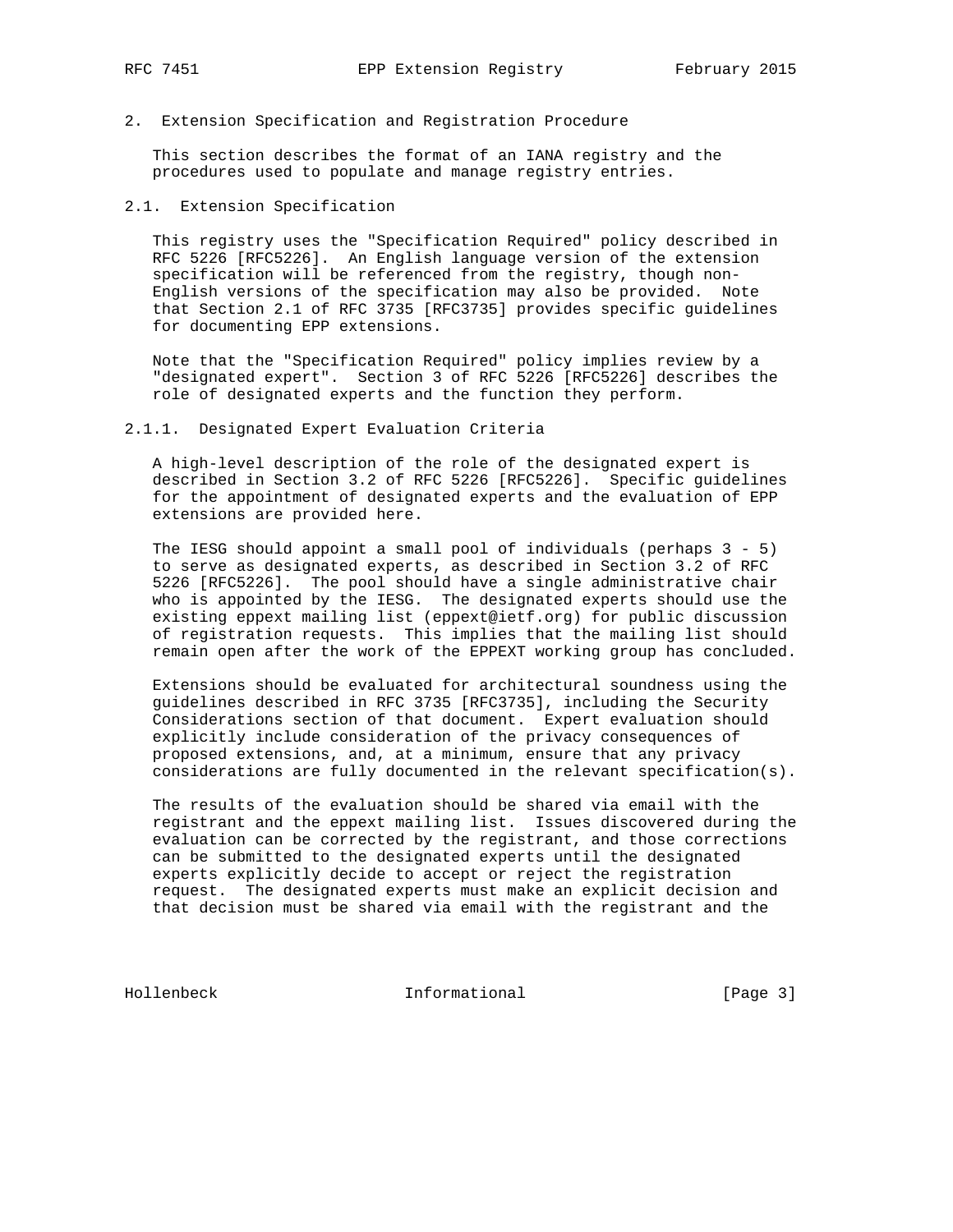## 2. Extension Specification and Registration Procedure

This section describes the format of an IANA registry and the procedures used to populate and manage registry entries.

### 2.1. Extension Specification

This registry uses the "Specification Required" policy described in RFC 5226 [RFC5226]. An English language version of the extension specification will be referenced from the registry, though non-English versions of the specification may also be provided. Note that Section 2.1 of RFC 3735 [RFC3735] provides specific guidelines for documenting EPP extensions.

Note that the "Specification Required" policy implies review by a "designated expert". Section 3 of RFC 5226 [RFC5226] describes the role of designated experts and the function they perform.

#### 2.1.1. Designated Expert Evaluation Criteria

A high-level description of the role of the designated expert is described in Section 3.2 of RFC 5226 [RFC5226]. Specific guidelines for the appointment of designated experts and the evaluation of EPP extensions are provided here.

The IESG should appoint a small pool of individuals (perhaps 3 - 5) to serve as designated experts, as described in Section 3.2 of RFC 5226 [RFC5226]. The pool should have a single administrative chair who is appointed by the IESG. The designated experts should use the existing eppext mailing list (eppext@ietf.org) for public discussion of registration requests. This implies that the mailing list should remain open after the work of the EPPEXT working group has concluded.

Extensions should be evaluated for architectural soundness using the guidelines described in RFC 3735 [RFC3735], including the Security Considerations section of that document. Expert evaluation should explicitly include consideration of the privacy consequences of proposed extensions, and, at a minimum, ensure that any privacy considerations are fully documented in the relevant specification(s).

The results of the evaluation should be shared via email with the registrant and the eppext mailing list. Issues discovered during the evaluation can be corrected by the registrant, and those corrections can be submitted to the designated experts until the designated experts explicitly decide to accept or reject the registration request. The designated experts must make an explicit decision and that decision must be shared via email with the registrant and the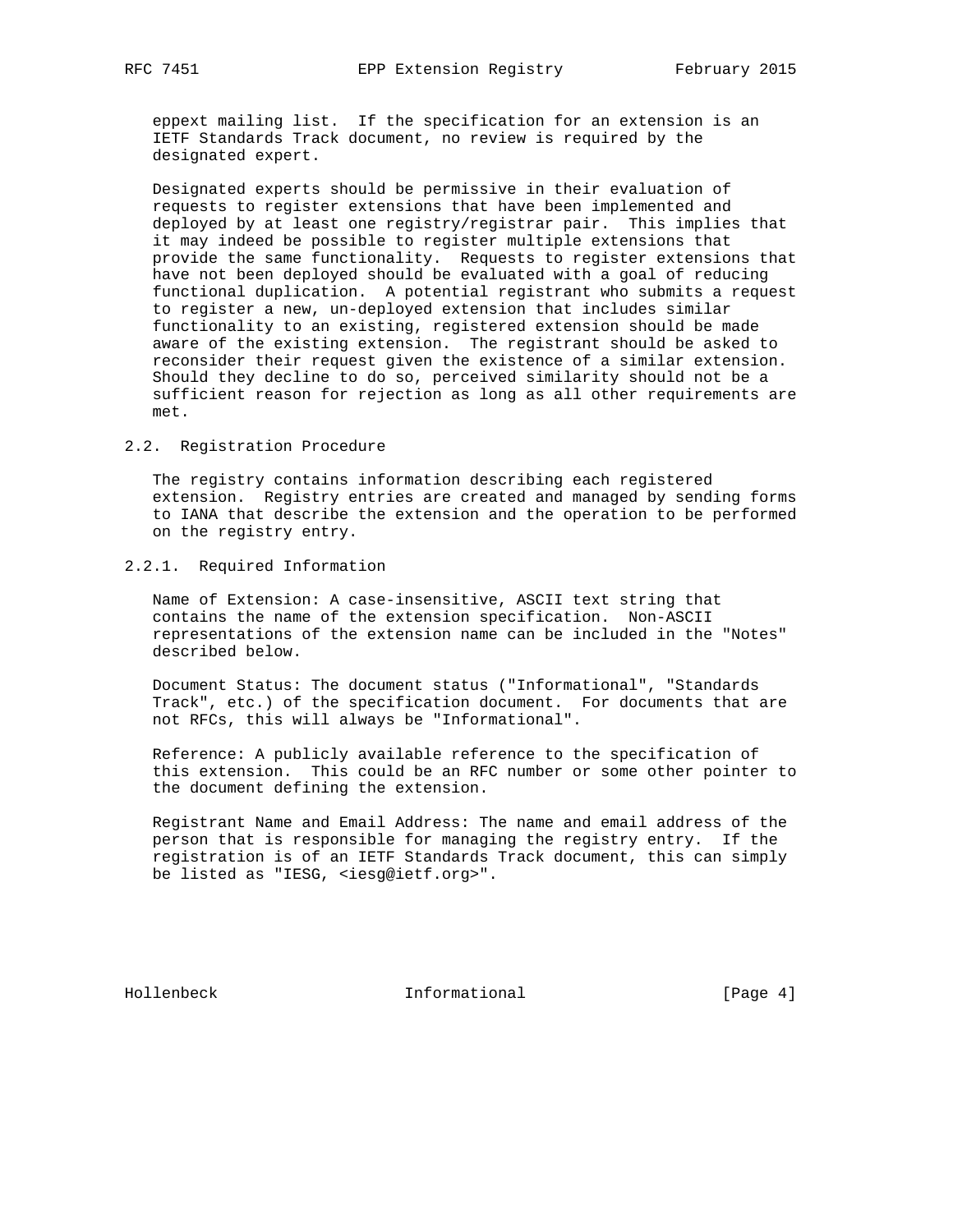eppext mailing list. If the specification for an extension is an IETF Standards Track document, no review is required by the designated expert.

Designated experts should be permissive in their evaluation of requests to register extensions that have been implemented and deployed by at least one registry/registrar pair. This implies that it may indeed be possible to register multiple extensions that provide the same functionality. Requests to register extensions that have not been deployed should be evaluated with a goal of reducing functional duplication. A potential registrant who submits a request to register a new, un-deployed extension that includes similar functionality to an existing, registered extension should be made aware of the existing extension. The registrant should be asked to reconsider their request given the existence of a similar extension. Should they decline to do so, perceived similarity should not be a sufficient reason for rejection as long as all other requirements are met.

### 2.2. Registration Procedure

The registry contains information describing each registered extension. Registry entries are created and managed by sending forms to IANA that describe the extension and the operation to be performed on the registry entry.

#### 2.2.1. Required Information

Name of Extension: A case-insensitive, ASCII text string that contains the name of the extension specification. Non-ASCII representations of the extension name can be included in the "Notes" described below.

Document Status: The document status ("Informational", "Standards Track", etc.) of the specification document. For documents that are not RFCs, this will always be "Informational".

Reference: A publicly available reference to the specification of this extension. This could be an RFC number or some other pointer to the document defining the extension.

Registrant Name and Email Address: The name and email address of the person that is responsible for managing the registry entry. If the registration is of an IETF Standards Track document, this can simply be listed as "IESG, <iesg@ietf.org>".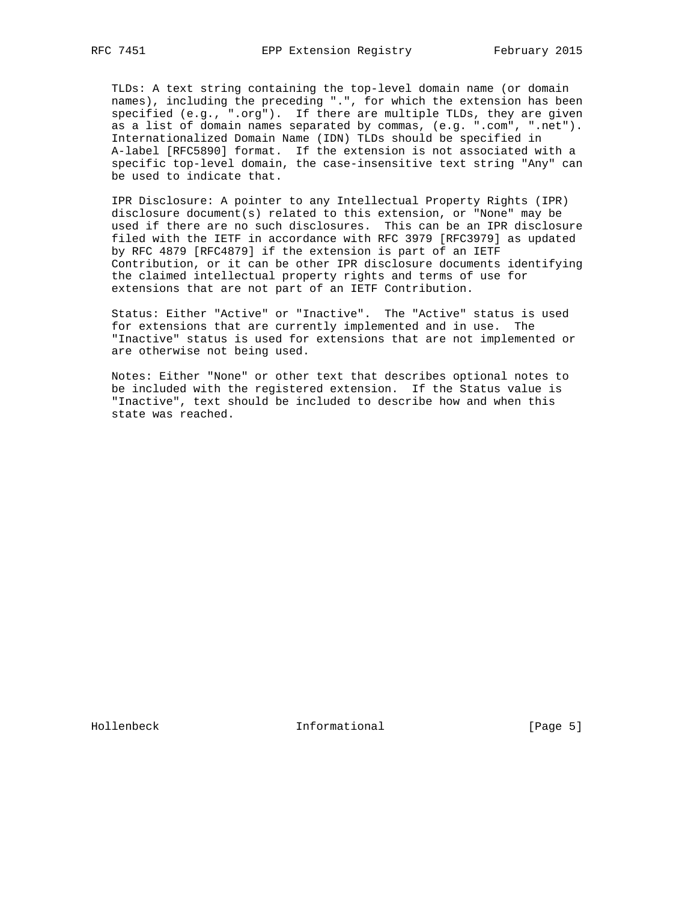TLDs: A text string containing the top-level domain name (or domain names), including the preceding ".", for which the extension has been specified (e.g., ".org"). If there are multiple TLDs, they are given as a list of domain names separated by commas, (e.g. ".com", ".net"). Internationalized Domain Name (IDN) TLDs should be specified in A-label [RFC5890] format. If the extension is not associated with a specific top-level domain, the case-insensitive text string "Any" can be used to indicate that.

IPR Disclosure: A pointer to any Intellectual Property Rights (IPR) disclosure document(s) related to this extension, or "None" may be used if there are no such disclosures. This can be an IPR disclosure filed with the IETF in accordance with RFC 3979 [RFC3979] as updated by RFC 4879 [RFC4879] if the extension is part of an IETF Contribution, or it can be other IPR disclosure documents identifying the claimed intellectual property rights and terms of use for extensions that are not part of an IETF Contribution.

Status: Either "Active" or "Inactive". The "Active" status is used for extensions that are currently implemented and in use. The "Inactive" status is used for extensions that are not implemented or are otherwise not being used.

Notes: Either "None" or other text that describes optional notes to be included with the registered extension. If the Status value is "Inactive", text should be included to describe how and when this state was reached.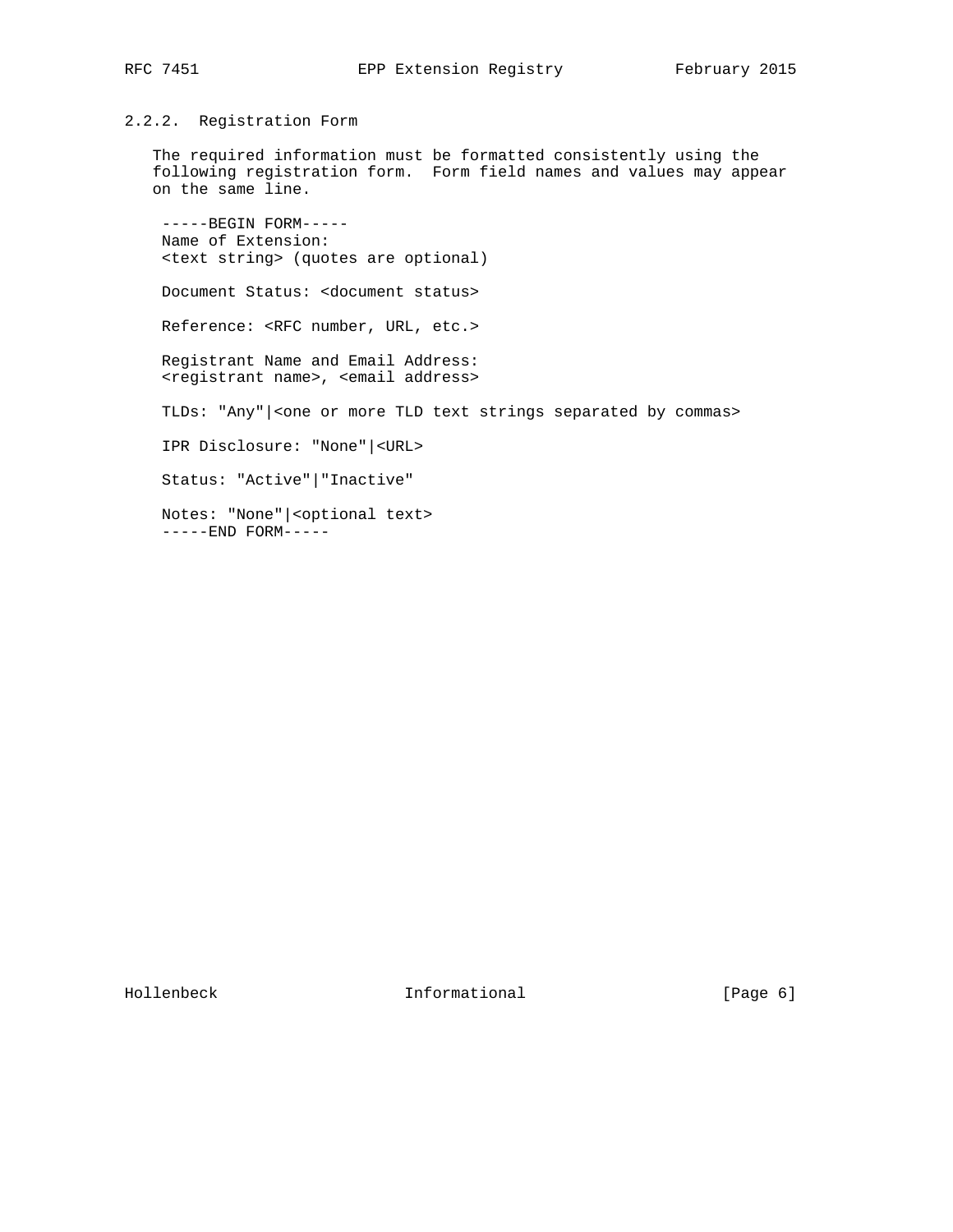### 2.2.2. Registration Form

The required information must be formatted consistently using the following registration form. Form field names and values may appear on the same line.

```
-----BEGIN FORM-----
Name of Extension:
<text string> (quotes are optional)

Document Status: <document status>

Reference: <RFC number, URL, etc.>

Registrant Name and Email Address:
<registrant name>, <email address>

TLDs: "Any"|<one or more TLD text strings separated by commas>

IPR Disclosure: "None"|<URL>

Status: "Active"|"Inactive"

Notes: "None"|<optional text>
-----END FORM-----
```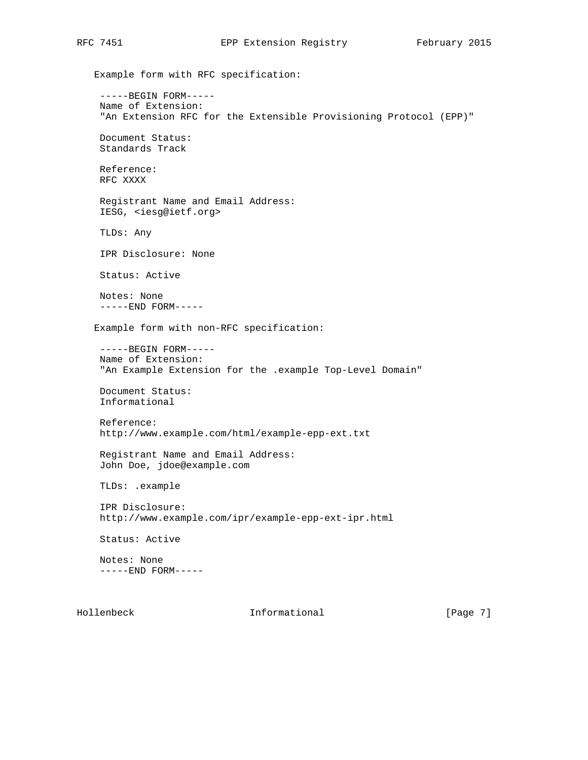Example form with RFC specification:

```
-----BEGIN FORM-----
Name of Extension:
"An Extension RFC for the Extensible Provisioning Protocol (EPP)"

Document Status:
Standards Track

Reference:
RFC XXXX

Registrant Name and Email Address:
IESG, <iesg@ietf.org>

TLDs: Any

IPR Disclosure: None

Status: Active

Notes: None
-----END FORM-----
```

Example form with non-RFC specification:

```
-----BEGIN FORM-----
Name of Extension:
"An Example Extension for the .example Top-Level Domain"

Document Status:
Informational

Reference:
http://www.example.com/html/example-epp-ext.txt

Registrant Name and Email Address:
John Doe, jdoe@example.com

TLDs: .example

IPR Disclosure:
http://www.example.com/ipr/example-epp-ext-ipr.html

Status: Active

Notes: None
-----END FORM-----
```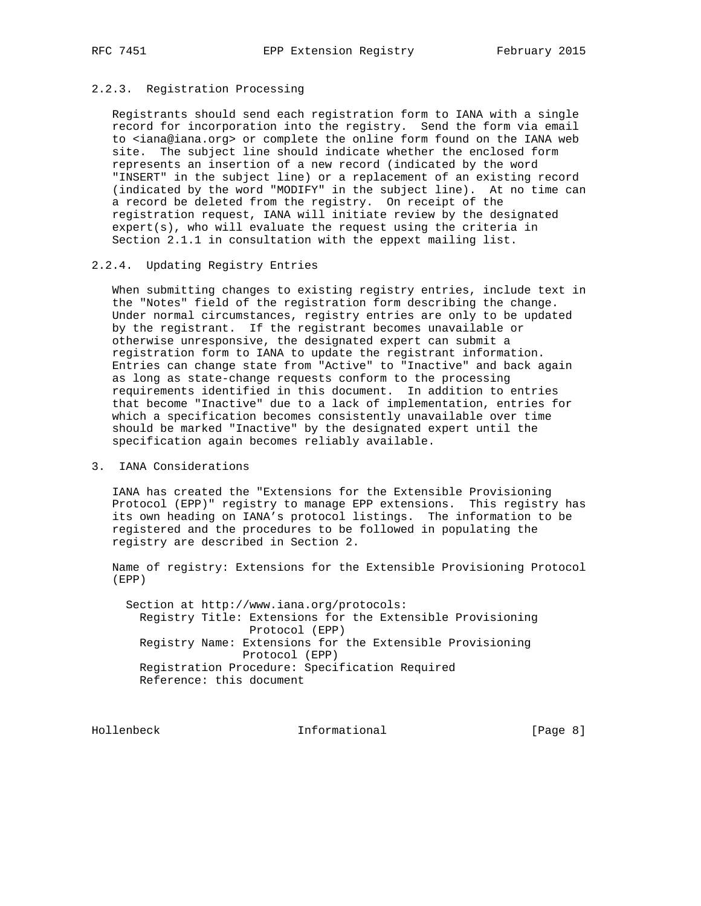### 2.2.3. Registration Processing

Registrants should send each registration form to IANA with a single record for incorporation into the registry. Send the form via email to <iana@iana.org> or complete the online form found on the IANA web site. The subject line should indicate whether the enclosed form represents an insertion of a new record (indicated by the word "INSERT" in the subject line) or a replacement of an existing record (indicated by the word "MODIFY" in the subject line). At no time can a record be deleted from the registry. On receipt of the registration request, IANA will initiate review by the designated expert(s), who will evaluate the request using the criteria in Section 2.1.1 in consultation with the eppext mailing list.

### 2.2.4. Updating Registry Entries

When submitting changes to existing registry entries, include text in the "Notes" field of the registration form describing the change. Under normal circumstances, registry entries are only to be updated by the registrant. If the registrant becomes unavailable or otherwise unresponsive, the designated expert can submit a registration form to IANA to update the registrant information. Entries can change state from "Active" to "Inactive" and back again as long as state-change requests conform to the processing requirements identified in this document. In addition to entries that become "Inactive" due to a lack of implementation, entries for which a specification becomes consistently unavailable over time should be marked "Inactive" by the designated expert until the specification again becomes reliably available.

## 3. IANA Considerations

IANA has created the "Extensions for the Extensible Provisioning Protocol (EPP)" registry to manage EPP extensions. This registry has its own heading on IANA's protocol listings. The information to be registered and the procedures to be followed in populating the registry are described in Section 2.

Name of registry: Extensions for the Extensible Provisioning Protocol (EPP)

```
  Section at http://www.iana.org/protocols:
    Registry Title: Extensions for the Extensible Provisioning
                    Protocol (EPP)
    Registry Name: Extensions for the Extensible Provisioning
                   Protocol (EPP)
    Registration Procedure: Specification Required
    Reference: this document
```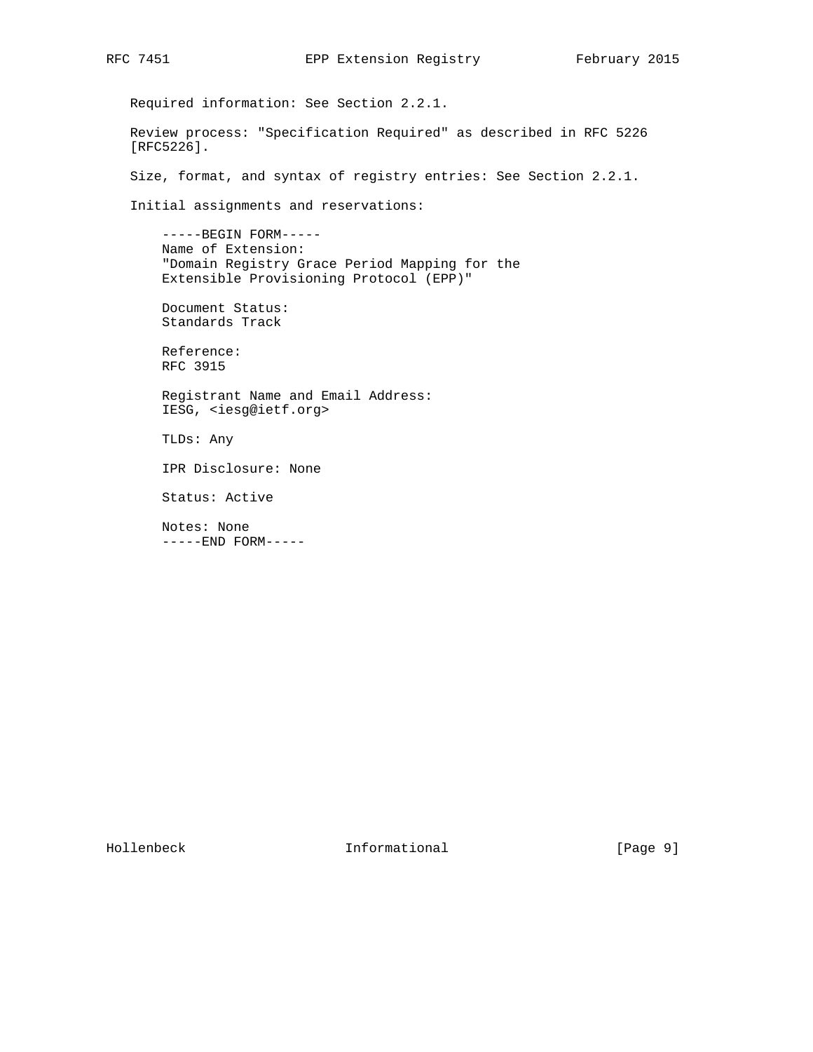Required information: See Section 2.2.1.

Review process: "Specification Required" as described in RFC 5226 [RFC5226].

Size, format, and syntax of registry entries: See Section 2.2.1.

Initial assignments and reservations:

```
-----BEGIN FORM-----
Name of Extension:
"Domain Registry Grace Period Mapping for the
Extensible Provisioning Protocol (EPP)"

Document Status:
Standards Track

Reference:
RFC 3915

Registrant Name and Email Address:
IESG, <iesg@ietf.org>

TLDs: Any

IPR Disclosure: None

Status: Active

Notes: None
-----END FORM-----
```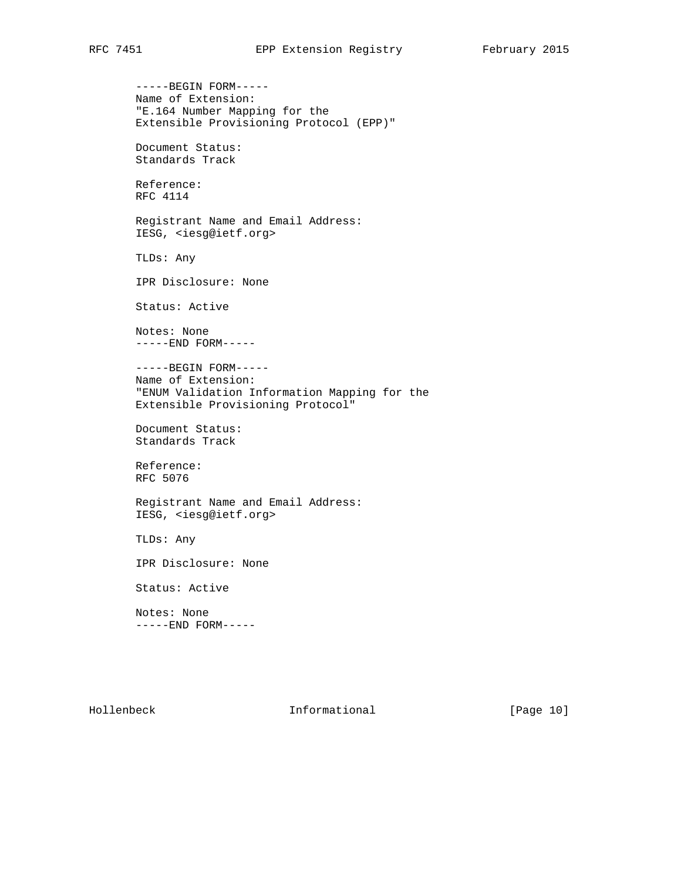```
-----BEGIN FORM-----
Name of Extension:
"E.164 Number Mapping for the
Extensible Provisioning Protocol (EPP)"

Document Status:
Standards Track

Reference:
RFC 4114

Registrant Name and Email Address:
IESG, <iesg@ietf.org>

TLDs: Any

IPR Disclosure: None

Status: Active

Notes: None
-----END FORM-----

-----BEGIN FORM-----
Name of Extension:
"ENUM Validation Information Mapping for the
Extensible Provisioning Protocol"

Document Status:
Standards Track

Reference:
RFC 5076

Registrant Name and Email Address:
IESG, <iesg@ietf.org>

TLDs: Any

IPR Disclosure: None

Status: Active

Notes: None
-----END FORM-----
```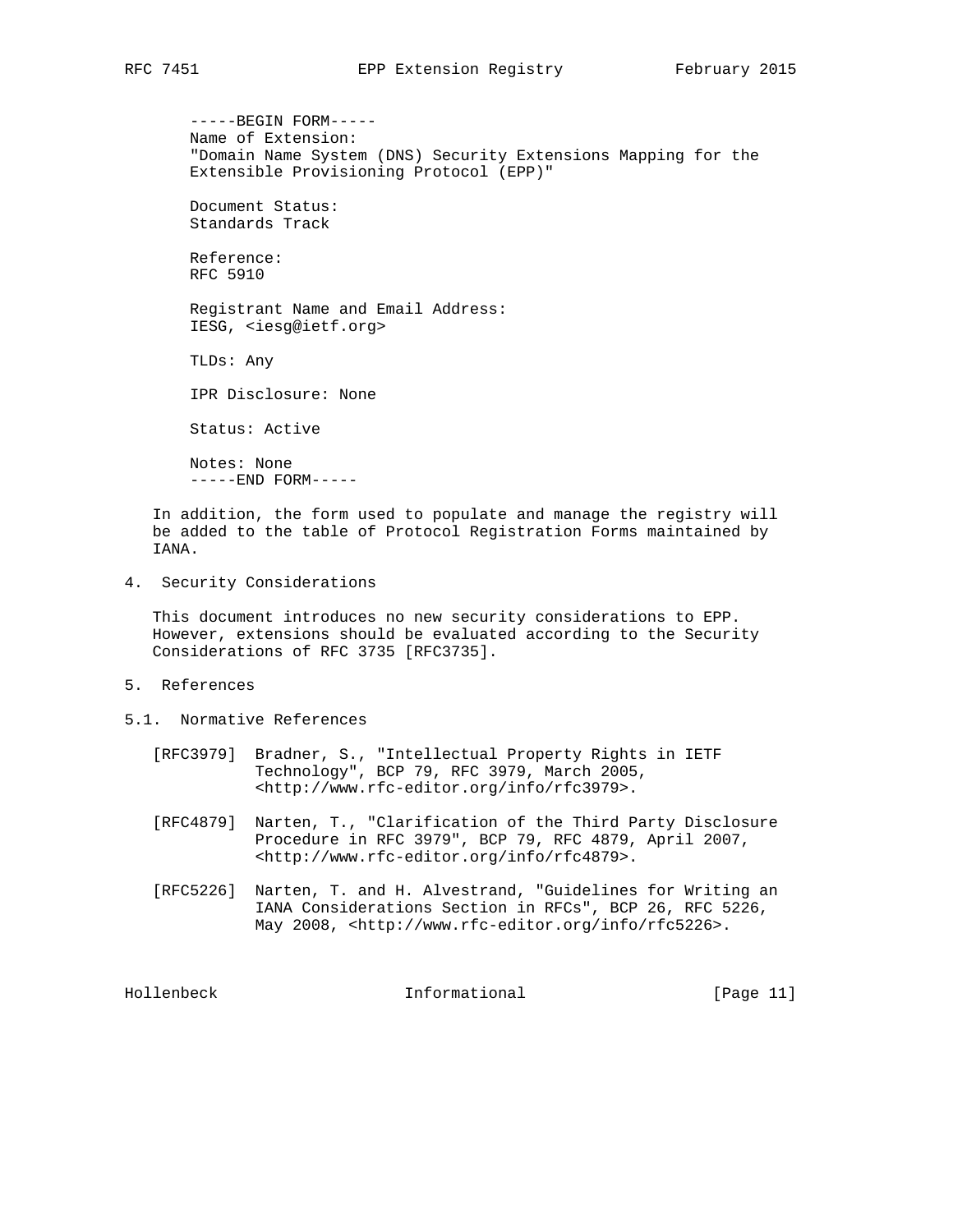```
-----BEGIN FORM-----
Name of Extension:
"Domain Name System (DNS) Security Extensions Mapping for the
Extensible Provisioning Protocol (EPP)"

Document Status:
Standards Track

Reference:
RFC 5910

Registrant Name and Email Address:
IESG, <iesg@ietf.org>

TLDs: Any

IPR Disclosure: None

Status: Active

Notes: None
-----END FORM-----
```

In addition, the form used to populate and manage the registry will be added to the table of Protocol Registration Forms maintained by IANA.

## 4. Security Considerations

This document introduces no new security considerations to EPP. However, extensions should be evaluated according to the Security Considerations of RFC 3735 [RFC3735].

## 5. References

### 5.1. Normative References

[RFC3979] Bradner, S., "Intellectual Property Rights in IETF Technology", BCP 79, RFC 3979, March 2005, <http://www.rfc-editor.org/info/rfc3979>.

[RFC4879] Narten, T., "Clarification of the Third Party Disclosure Procedure in RFC 3979", BCP 79, RFC 4879, April 2007, <http://www.rfc-editor.org/info/rfc4879>.

[RFC5226] Narten, T. and H. Alvestrand, "Guidelines for Writing an IANA Considerations Section in RFCs", BCP 26, RFC 5226, May 2008, <http://www.rfc-editor.org/info/rfc5226>.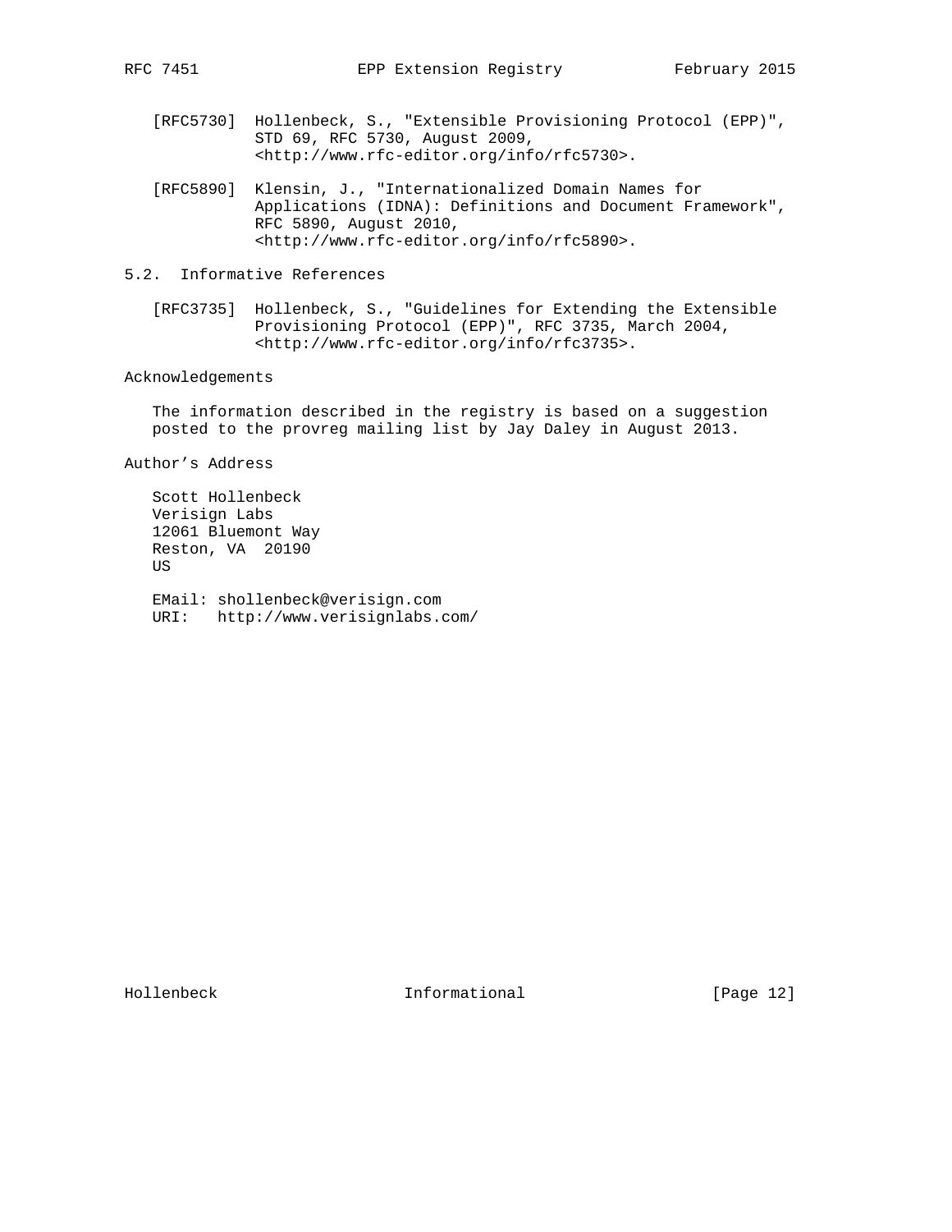[RFC5730] Hollenbeck, S., "Extensible Provisioning Protocol (EPP)", STD 69, RFC 5730, August 2009, <http://www.rfc-editor.org/info/rfc5730>.

[RFC5890] Klensin, J., "Internationalized Domain Names for Applications (IDNA): Definitions and Document Framework", RFC 5890, August 2010, <http://www.rfc-editor.org/info/rfc5890>.

### 5.2. Informative References

[RFC3735] Hollenbeck, S., "Guidelines for Extending the Extensible Provisioning Protocol (EPP)", RFC 3735, March 2004, <http://www.rfc-editor.org/info/rfc3735>.

## Acknowledgements

The information described in the registry is based on a suggestion posted to the provreg mailing list by Jay Daley in August 2013.

## Author's Address

Scott Hollenbeck
Verisign Labs
12061 Bluemont Way
Reston, VA 20190
US

EMail: shollenbeck@verisign.com
URI: http://www.verisignlabs.com/